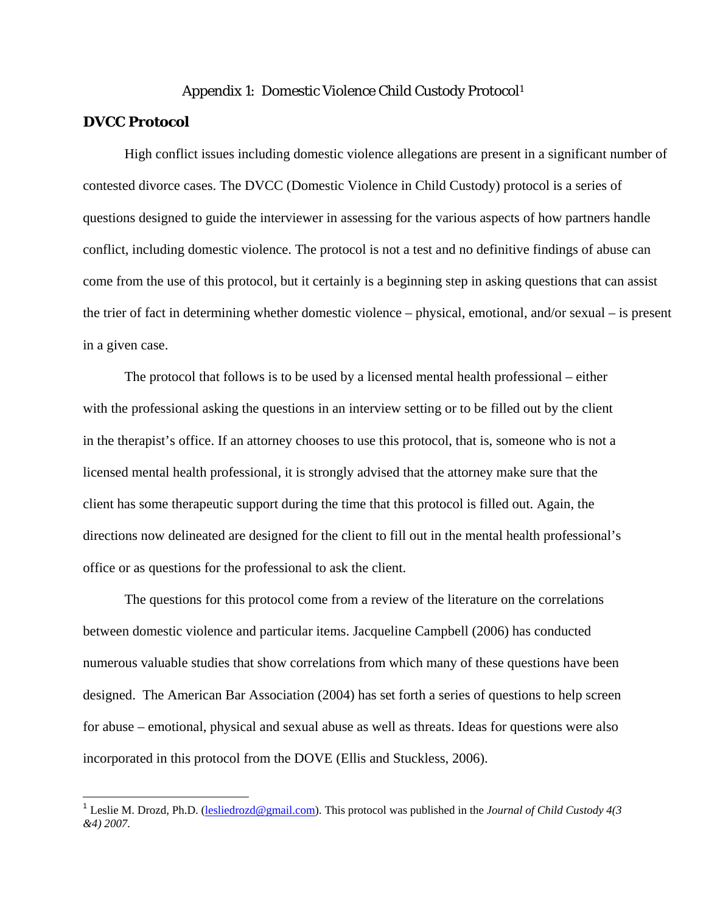# Appendix 1: Domestic Violence Child Custody Protocol[1]

## DVCC Protocol

High conflict issues including domestic violence allegations are present in a significant number of contested divorce cases. The DVCC (Domestic Violence in Child Custody) protocol is a series of questions designed to guide the interviewer in assessing for the various aspects of how partners handle conflict, including domestic violence. The protocol is not a test and no definitive findings of abuse can come from the use of this protocol, but it certainly is a beginning step in asking questions that can assist the trier of fact in determining whether domestic violence – physical, emotional, and/or sexual – is present in a given case.

The protocol that follows is to be used by a licensed mental health professional – either with the professional asking the questions in an interview setting or to be filled out by the client in the therapist's office. If an attorney chooses to use this protocol, that is, someone who is not a licensed mental health professional, it is strongly advised that the attorney make sure that the client has some therapeutic support during the time that this protocol is filled out. Again, the directions now delineated are designed for the client to fill out in the mental health professional's office or as questions for the professional to ask the client.

The questions for this protocol come from a review of the literature on the correlations between domestic violence and particular items. Jacqueline Campbell (2006) has conducted numerous valuable studies that show correlations from which many of these questions have been designed. The American Bar Association (2004) has set forth a series of questions to help screen for abuse – emotional, physical and sexual abuse as well as threats. Ideas for questions were also incorporated in this protocol from the DOVE (Ellis and Stuckless, 2006).

---

[1] Leslie M. Drozd, Ph.D. (lesliedrozd@gmail.com). This protocol was published in the *Journal of Child Custody 4(3 &4) 2007*.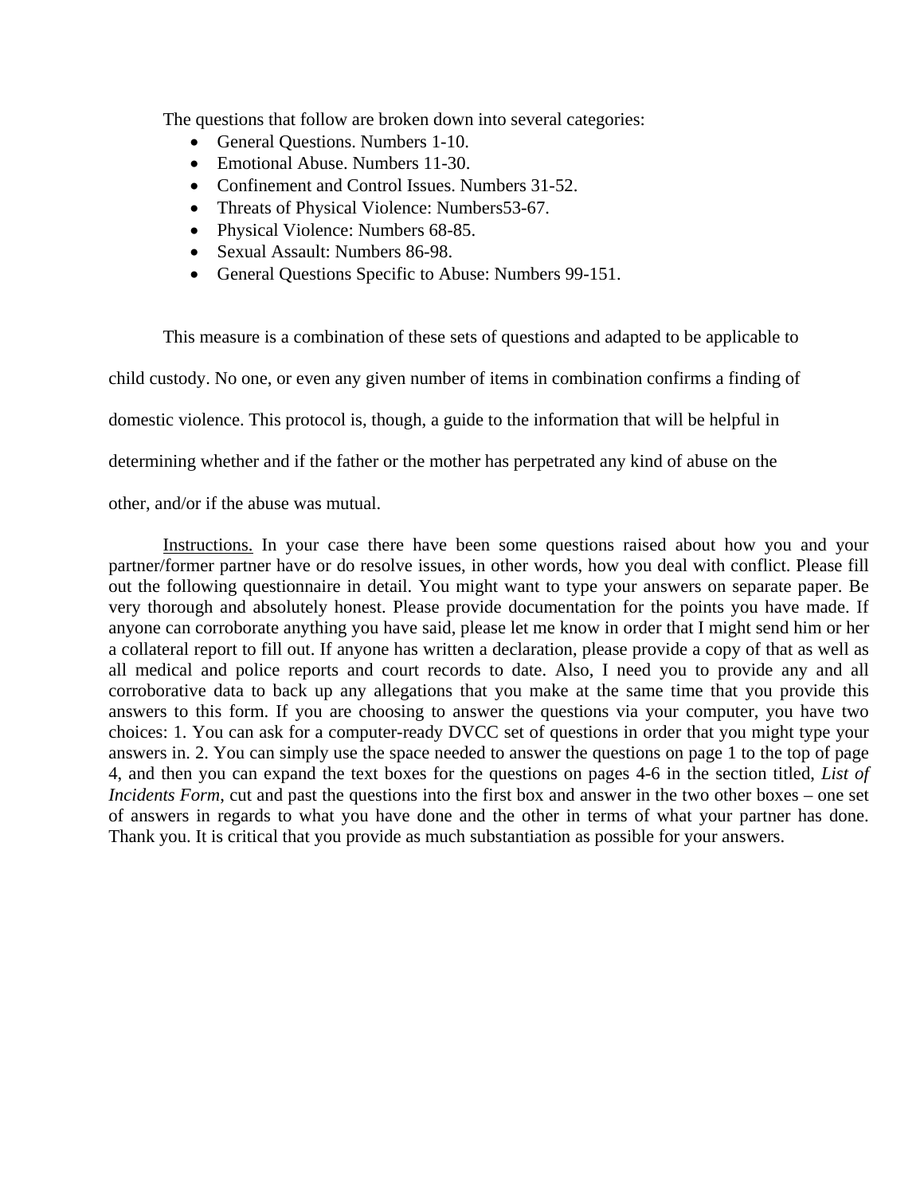The questions that follow are broken down into several categories:

- General Questions. Numbers 1-10.
- Emotional Abuse. Numbers 11-30.
- Confinement and Control Issues. Numbers 31-52.
- Threats of Physical Violence: Numbers53-67.
- Physical Violence: Numbers 68-85.
- Sexual Assault: Numbers 86-98.
- General Questions Specific to Abuse: Numbers 99-151.

This measure is a combination of these sets of questions and adapted to be applicable to child custody. No one, or even any given number of items in combination confirms a finding of domestic violence. This protocol is, though, a guide to the information that will be helpful in determining whether and if the father or the mother has perpetrated any kind of abuse on the other, and/or if the abuse was mutual.

Instructions. In your case there have been some questions raised about how you and your partner/former partner have or do resolve issues, in other words, how you deal with conflict. Please fill out the following questionnaire in detail. You might want to type your answers on separate paper. Be very thorough and absolutely honest. Please provide documentation for the points you have made. If anyone can corroborate anything you have said, please let me know in order that I might send him or her a collateral report to fill out. If anyone has written a declaration, please provide a copy of that as well as all medical and police reports and court records to date. Also, I need you to provide any and all corroborative data to back up any allegations that you make at the same time that you provide this answers to this form. If you are choosing to answer the questions via your computer, you have two choices: 1. You can ask for a computer-ready DVCC set of questions in order that you might type your answers in. 2. You can simply use the space needed to answer the questions on page 1 to the top of page 4, and then you can expand the text boxes for the questions on pages 4-6 in the section titled, *List of Incidents Form*, cut and past the questions into the first box and answer in the two other boxes – one set of answers in regards to what you have done and the other in terms of what your partner has done. Thank you. It is critical that you provide as much substantiation as possible for your answers.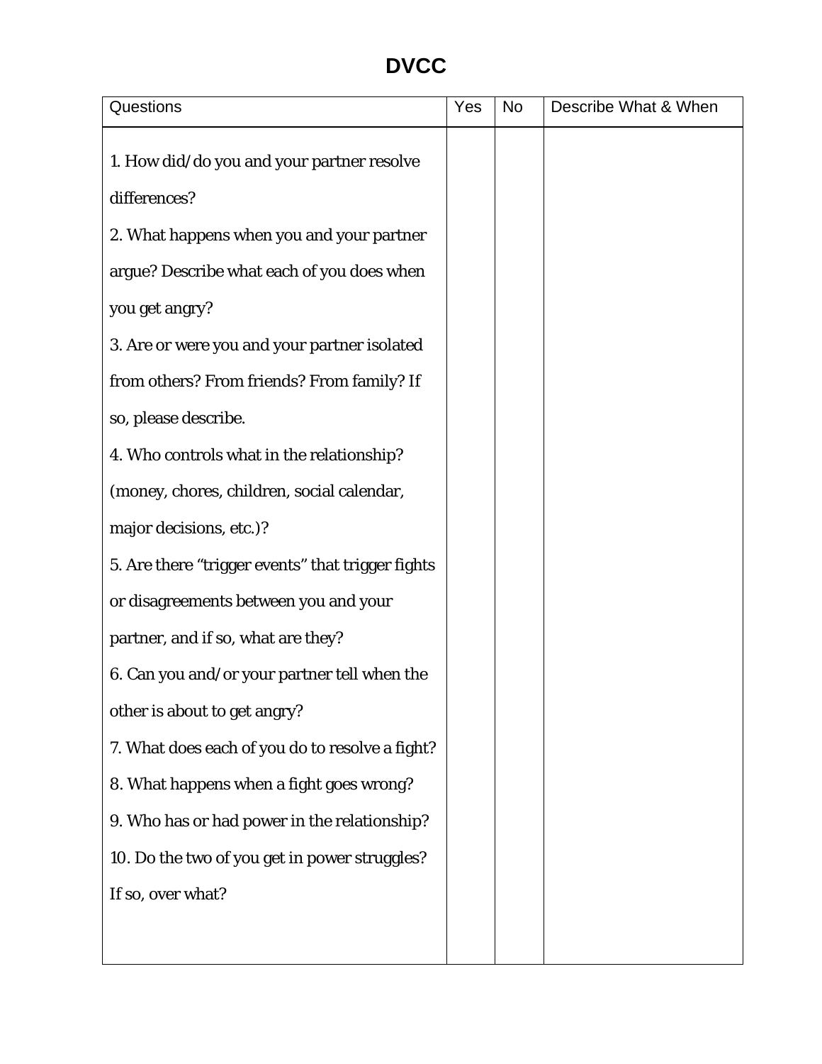# DVCC

| Questions | Yes | No | Describe What & When |
|---|---|---|---|
| 1. How did/do you and your partner resolve differences? | | | |
| 2. What happens when you and your partner argue? Describe what each of you does when you get angry? | | | |
| 3. Are or were you and your partner isolated from others? From friends? From family? If so, please describe. | | | |
| 4. Who controls what in the relationship? (money, chores, children, social calendar, major decisions, etc.)? | | | |
| 5. Are there "trigger events" that trigger fights or disagreements between you and your partner, and if so, what are they? | | | |
| 6. Can you and/or your partner tell when the other is about to get angry? | | | |
| 7. What does each of you do to resolve a fight? | | | |
| 8. What happens when a fight goes wrong? | | | |
| 9. Who has or had power in the relationship? | | | |
| 10. Do the two of you get in power struggles? If so, over what? | | | |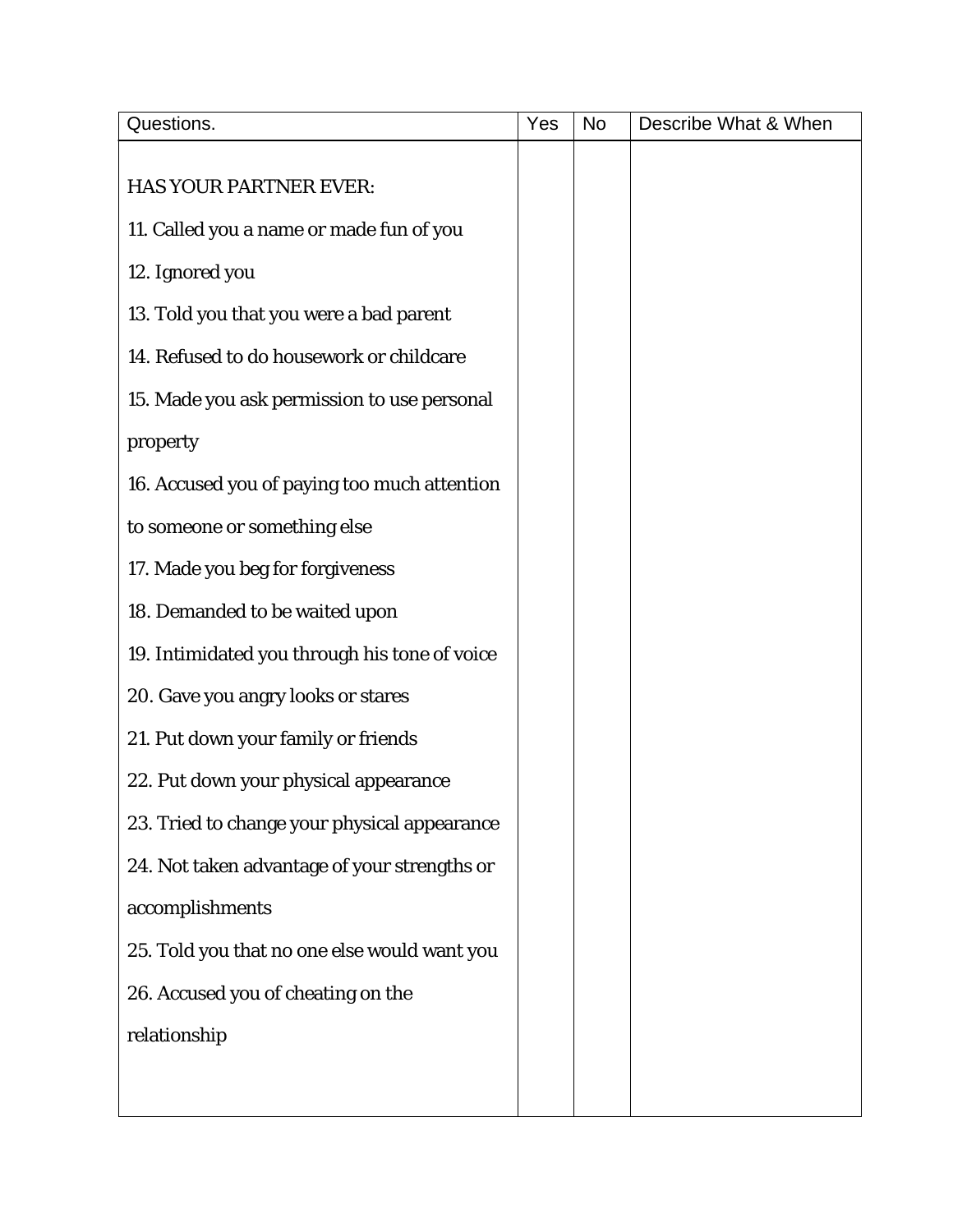| Questions. | Yes | No | Describe What & When |
|---|---|---|---|
| HAS YOUR PARTNER EVER: | | | |
| 11. Called you a name or made fun of you | | | |
| 12. Ignored you | | | |
| 13. Told you that you were a bad parent | | | |
| 14. Refused to do housework or childcare | | | |
| 15. Made you ask permission to use personal property | | | |
| 16. Accused you of paying too much attention to someone or something else | | | |
| 17. Made you beg for forgiveness | | | |
| 18. Demanded to be waited upon | | | |
| 19. Intimidated you through his tone of voice | | | |
| 20. Gave you angry looks or stares | | | |
| 21. Put down your family or friends | | | |
| 22. Put down your physical appearance | | | |
| 23. Tried to change your physical appearance | | | |
| 24. Not taken advantage of your strengths or accomplishments | | | |
| 25. Told you that no one else would want you | | | |
| 26. Accused you of cheating on the relationship | | | |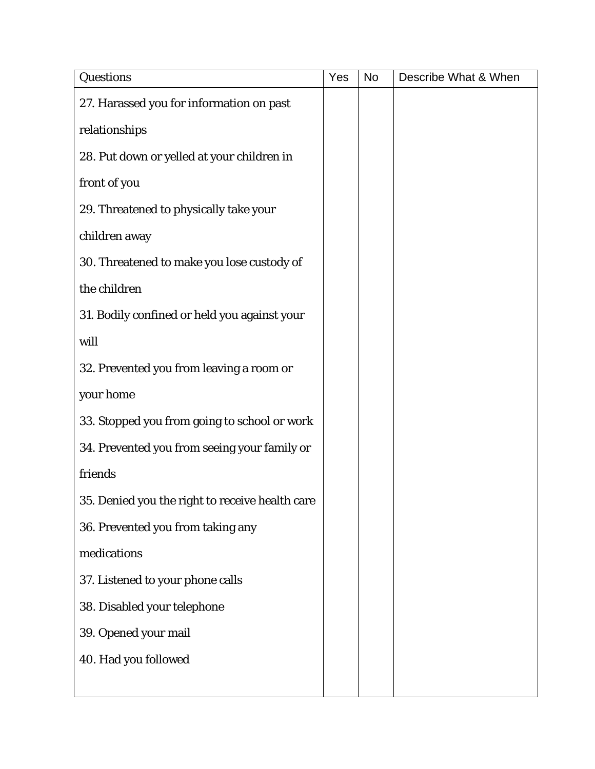| Questions | Yes | No | Describe What & When |
|---|---|---|---|
| 27. Harassed you for information on past relationships | | | |
| 28. Put down or yelled at your children in front of you | | | |
| 29. Threatened to physically take your children away | | | |
| 30. Threatened to make you lose custody of the children | | | |
| 31. Bodily confined or held you against your will | | | |
| 32. Prevented you from leaving a room or your home | | | |
| 33. Stopped you from going to school or work | | | |
| 34. Prevented you from seeing your family or friends | | | |
| 35. Denied you the right to receive health care | | | |
| 36. Prevented you from taking any medications | | | |
| 37. Listened to your phone calls | | | |
| 38. Disabled your telephone | | | |
| 39. Opened your mail | | | |
| 40. Had you followed | | | |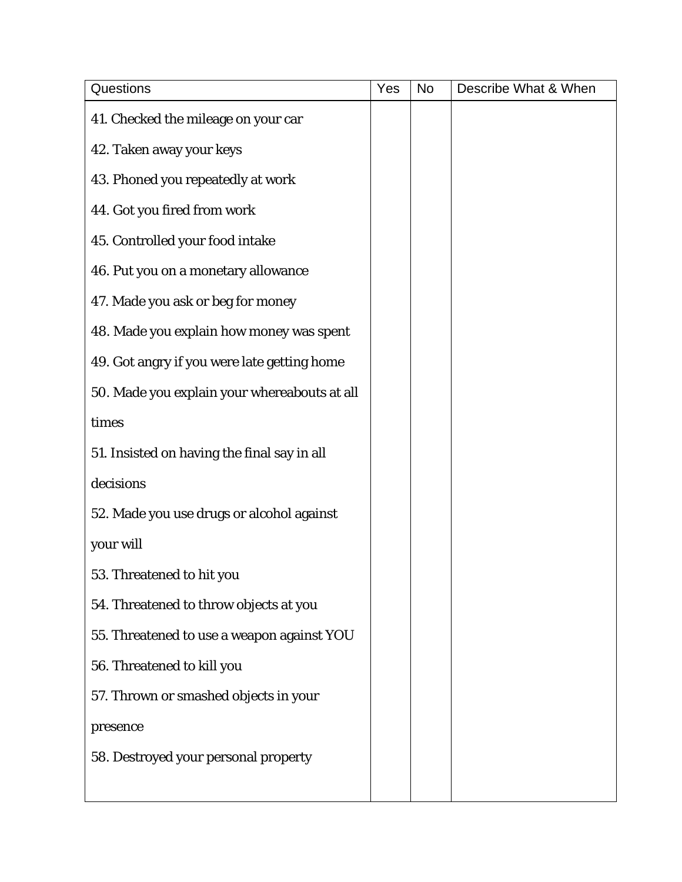| Questions | Yes | No | Describe What & When |
|---|---|---|---|
| 41. Checked the mileage on your car | | | |
| 42. Taken away your keys | | | |
| 43. Phoned you repeatedly at work | | | |
| 44. Got you fired from work | | | |
| 45. Controlled your food intake | | | |
| 46. Put you on a monetary allowance | | | |
| 47. Made you ask or beg for money | | | |
| 48. Made you explain how money was spent | | | |
| 49. Got angry if you were late getting home | | | |
| 50. Made you explain your whereabouts at all times | | | |
| 51. Insisted on having the final say in all decisions | | | |
| 52. Made you use drugs or alcohol against your will | | | |
| 53. Threatened to hit you | | | |
| 54. Threatened to throw objects at you | | | |
| 55. Threatened to use a weapon against YOU | | | |
| 56. Threatened to kill you | | | |
| 57. Thrown or smashed objects in your presence | | | |
| 58. Destroyed your personal property | | | |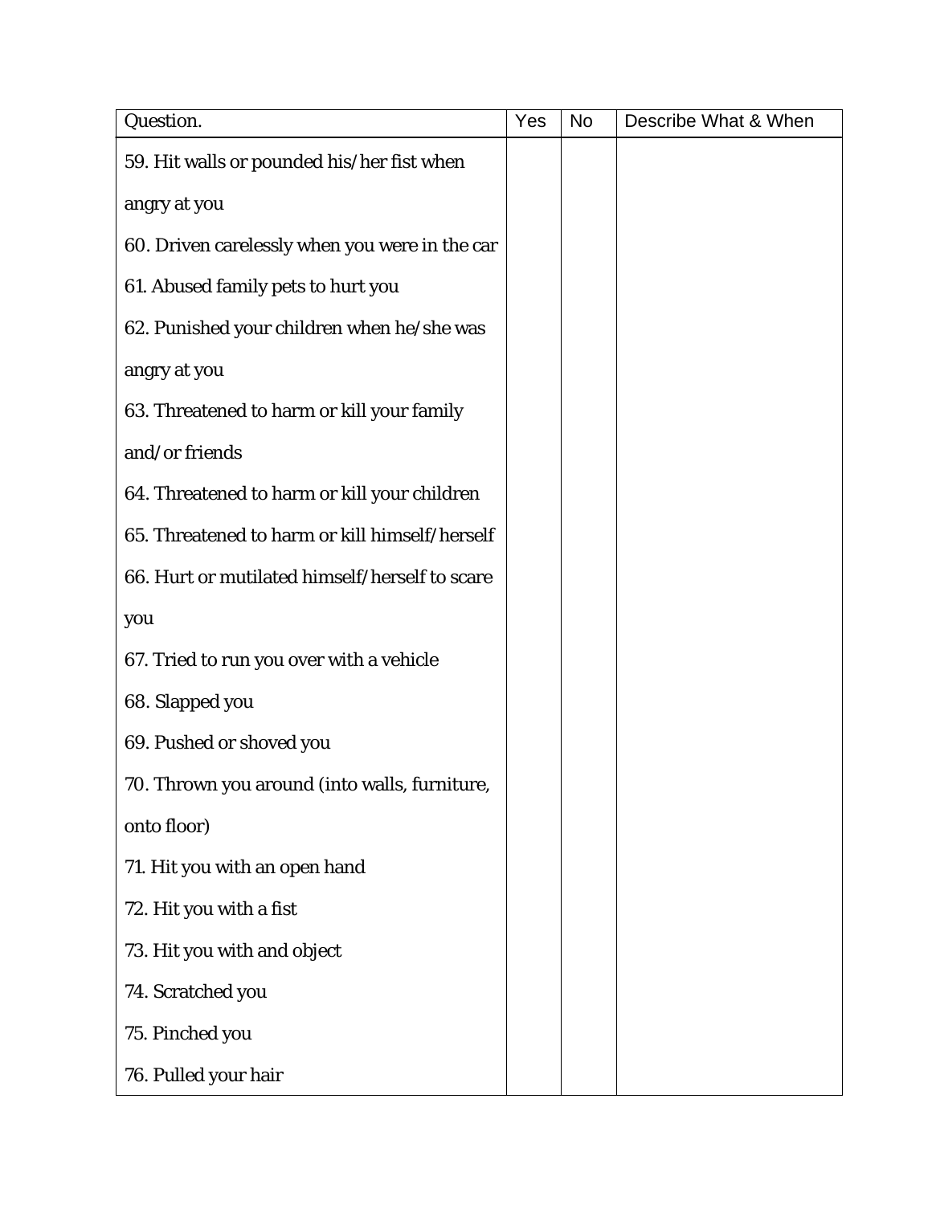| Question. | Yes | No | Describe What & When |
|---|---|---|---|
| 59. Hit walls or pounded his/her fist when angry at you | | | |
| 60. Driven carelessly when you were in the car | | | |
| 61. Abused family pets to hurt you | | | |
| 62. Punished your children when he/she was angry at you | | | |
| 63. Threatened to harm or kill your family and/or friends | | | |
| 64. Threatened to harm or kill your children | | | |
| 65. Threatened to harm or kill himself/herself | | | |
| 66. Hurt or mutilated himself/herself to scare you | | | |
| 67. Tried to run you over with a vehicle | | | |
| 68. Slapped you | | | |
| 69. Pushed or shoved you | | | |
| 70. Thrown you around (into walls, furniture, onto floor) | | | |
| 71. Hit you with an open hand | | | |
| 72. Hit you with a fist | | | |
| 73. Hit you with and object | | | |
| 74. Scratched you | | | |
| 75. Pinched you | | | |
| 76. Pulled your hair | | | |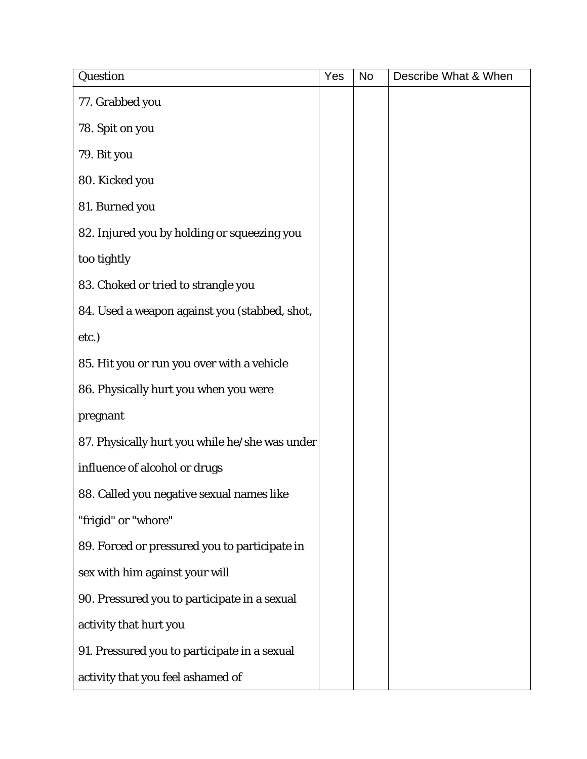| Question | Yes | No | Describe What & When |
| --- | --- | --- | --- |
| 77. Grabbed you | | | |
| 78. Spit on you | | | |
| 79. Bit you | | | |
| 80. Kicked you | | | |
| 81. Burned you | | | |
| 82. Injured you by holding or squeezing you too tightly | | | |
| 83. Choked or tried to strangle you | | | |
| 84. Used a weapon against you (stabbed, shot, etc.) | | | |
| 85. Hit you or run you over with a vehicle | | | |
| 86. Physically hurt you when you were pregnant | | | |
| 87. Physically hurt you while he/she was under influence of alcohol or drugs | | | |
| 88. Called you negative sexual names like "frigid" or "whore" | | | |
| 89. Forced or pressured you to participate in sex with him against your will | | | |
| 90. Pressured you to participate in a sexual activity that hurt you | | | |
| 91. Pressured you to participate in a sexual activity that you feel ashamed of | | | |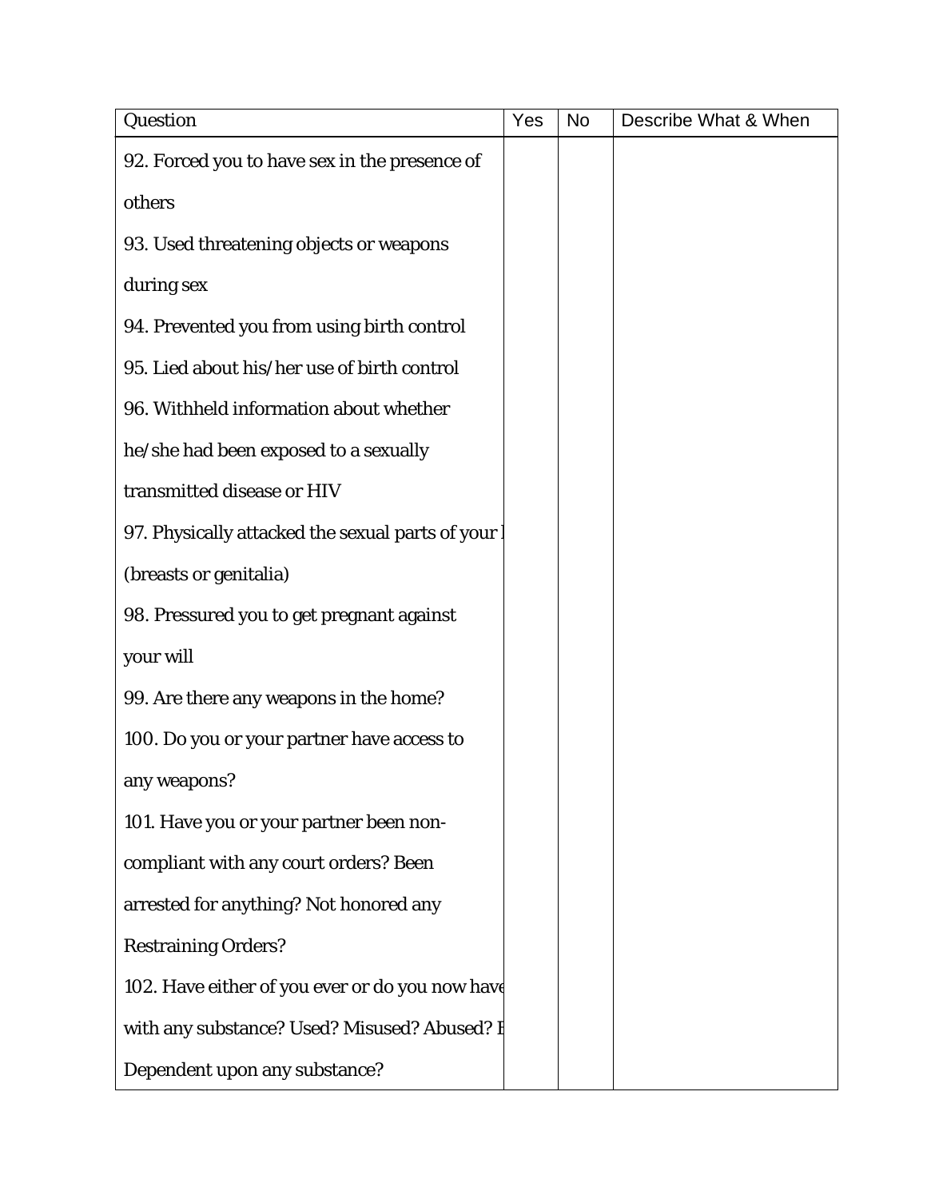| Question | Yes | No | Describe What & When |
| --- | --- | --- | --- |
| 92. Forced you to have sex in the presence of others | | | |
| 93. Used threatening objects or weapons during sex | | | |
| 94. Prevented you from using birth control | | | |
| 95. Lied about his/her use of birth control | | | |
| 96. Withheld information about whether he/she had been exposed to a sexually transmitted disease or HIV | | | |
| 97. Physically attacked the sexual parts of your b (breasts or genitalia) | | | |
| 98. Pressured you to get pregnant against your will | | | |
| 99. Are there any weapons in the home? | | | |
| 100. Do you or your partner have access to any weapons? | | | |
| 101. Have you or your partner been non-compliant with any court orders? Been arrested for anything? Not honored any Restraining Orders? | | | |
| 102. Have either of you ever or do you now have with any substance? Used? Misused? Abused? B Dependent upon any substance? | | | |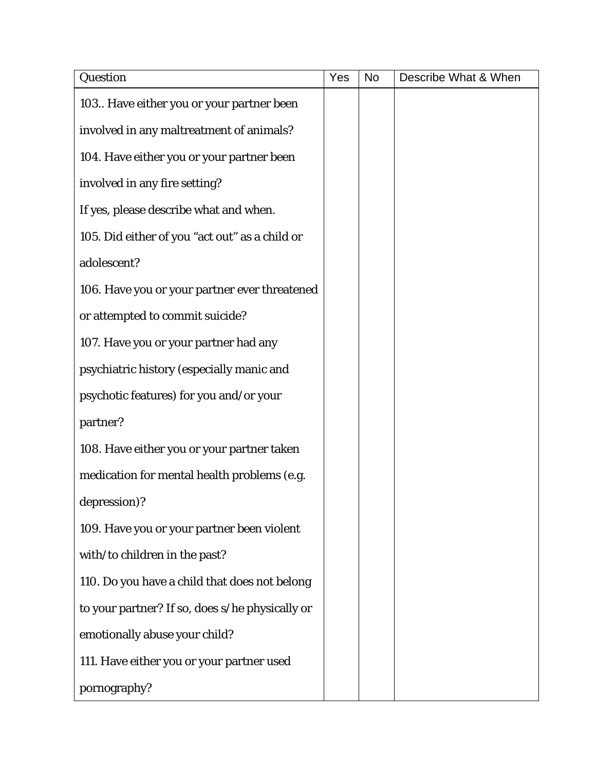| Question | Yes | No | Describe What & When |
|---|---|---|---|
| 103.. Have either you or your partner been involved in any maltreatment of animals? | | | |
| 104. Have either you or your partner been involved in any fire setting? If yes, please describe what and when. | | | |
| 105. Did either of you "act out" as a child or adolescent? | | | |
| 106. Have you or your partner ever threatened or attempted to commit suicide? | | | |
| 107. Have you or your partner had any psychiatric history (especially manic and psychotic features) for you and/or your partner? | | | |
| 108. Have either you or your partner taken medication for mental health problems (e.g. depression)? | | | |
| 109. Have you or your partner been violent with/to children in the past? | | | |
| 110. Do you have a child that does not belong to your partner? If so, does s/he physically or emotionally abuse your child? | | | |
| 111. Have either you or your partner used pornography? | | | |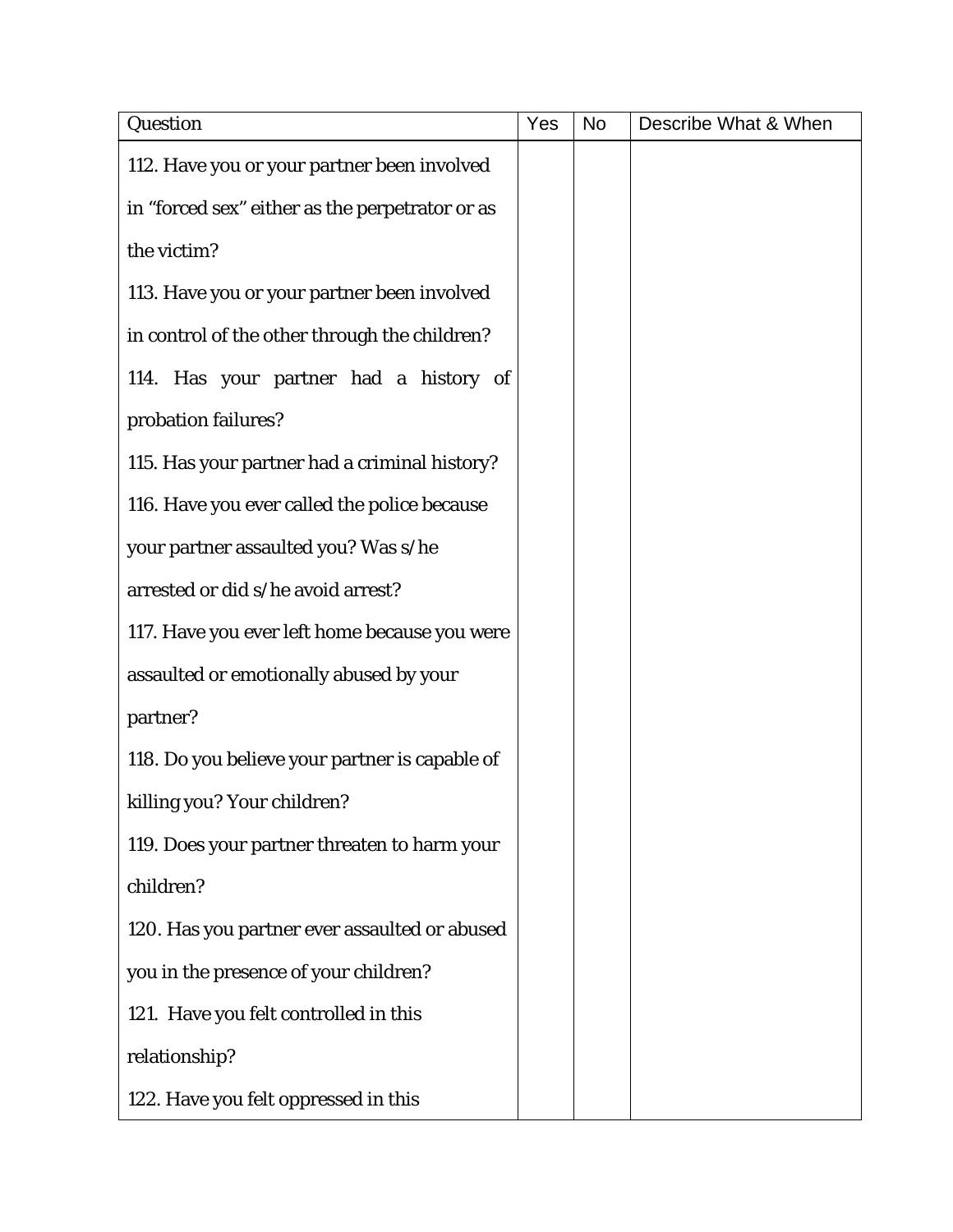| Question | Yes | No | Describe What & When |
| --- | --- | --- | --- |
| 112. Have you or your partner been involved in “forced sex” either as the perpetrator or as the victim? | | | |
| 113. Have you or your partner been involved in control of the other through the children? | | | |
| 114. Has your partner had a history of probation failures? | | | |
| 115. Has your partner had a criminal history? | | | |
| 116. Have you ever called the police because your partner assaulted you? Was s/he arrested or did s/he avoid arrest? | | | |
| 117. Have you ever left home because you were assaulted or emotionally abused by your partner? | | | |
| 118. Do you believe your partner is capable of killing you? Your children? | | | |
| 119. Does your partner threaten to harm your children? | | | |
| 120. Has you partner ever assaulted or abused you in the presence of your children? | | | |
| 121. Have you felt controlled in this relationship? | | | |
| 122. Have you felt oppressed in this | | | |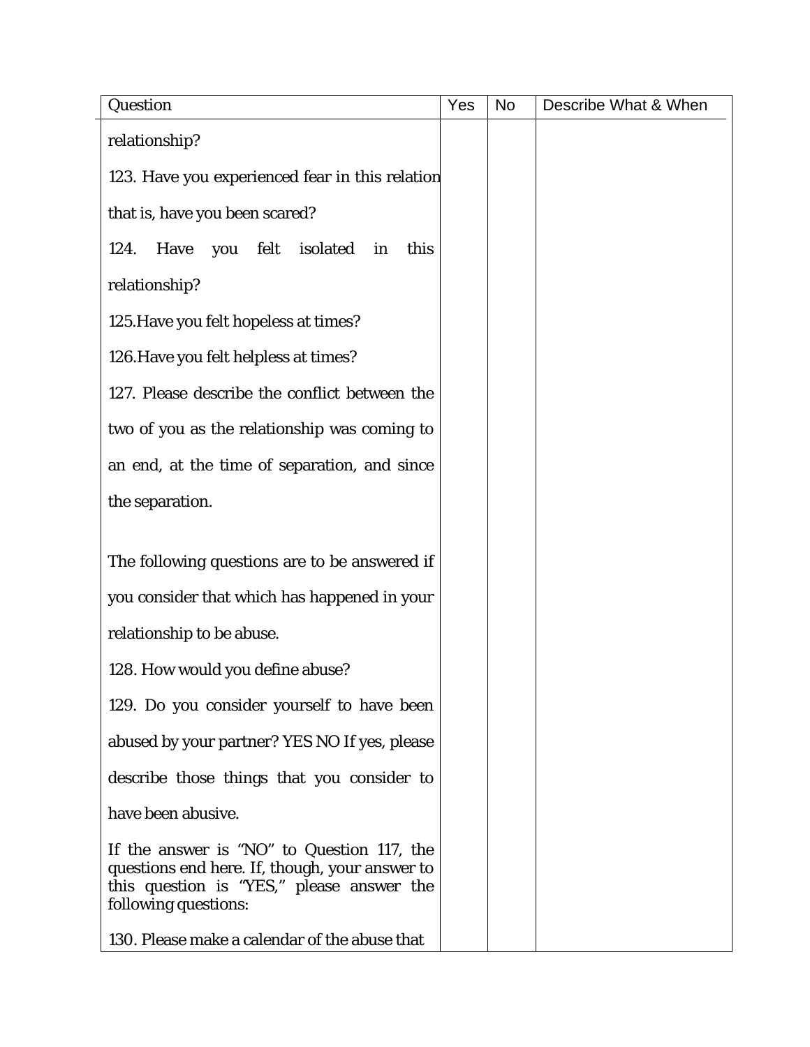| Question | Yes | No | Describe What & When |
|---|---|---|---|
| relationship? | | | |
| 123. Have you experienced fear in this relation that is, have you been scared? | | | |
| 124. Have you felt isolated in this relationship? | | | |
| 125.Have you felt hopeless at times? | | | |
| 126.Have you felt helpless at times? | | | |
| 127. Please describe the conflict between the two of you as the relationship was coming to an end, at the time of separation, and since the separation. | | | |
| The following questions are to be answered if you consider that which has happened in your relationship to be abuse. | | | |
| 128. How would you define abuse? | | | |
| 129. Do you consider yourself to have been abused by your partner? YES NO If yes, please describe those things that you consider to have been abusive. | | | |
| If the answer is "NO" to Question 117, the questions end here. If, though, your answer to this question is "YES," please answer the following questions: | | | |
| 130. Please make a calendar of the abuse that | | | |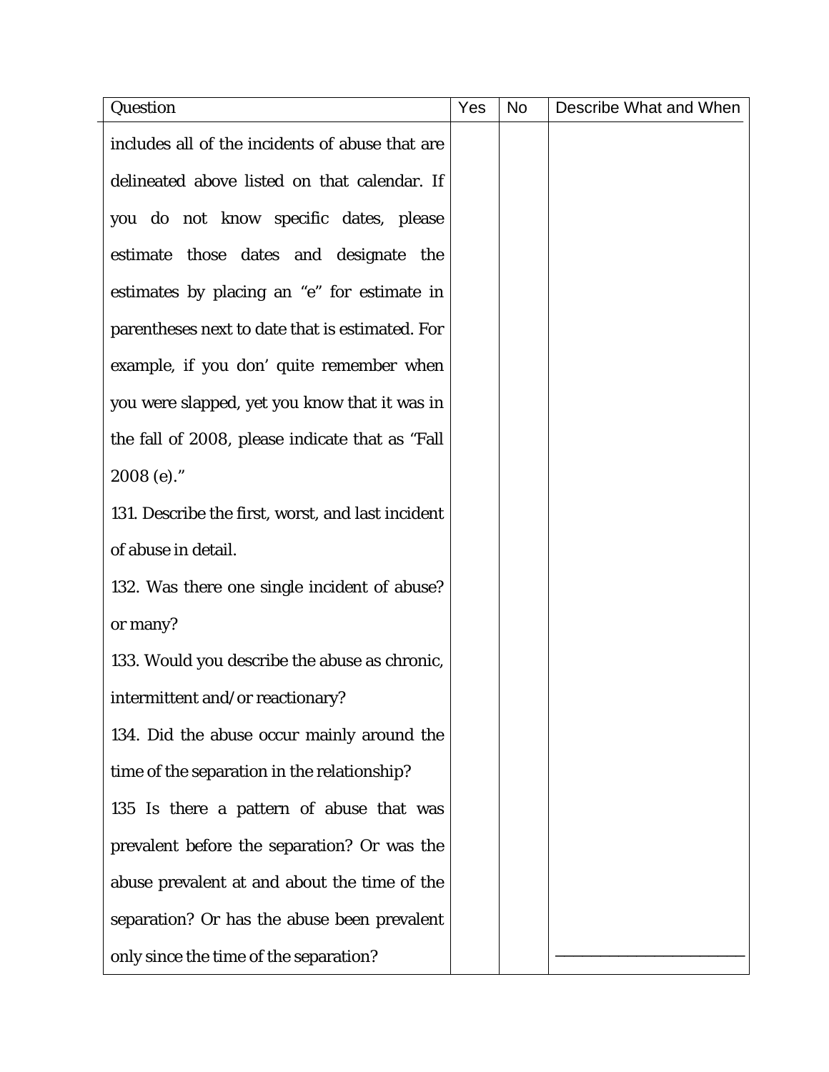| Question | Yes | No | Describe What and When |
|---|---|---|---|
| includes all of the incidents of abuse that are delineated above listed on that calendar. If you do not know specific dates, please estimate those dates and designate the estimates by placing an "e" for estimate in parentheses next to date that is estimated. For example, if you don' quite remember when you were slapped, yet you know that it was in the fall of 2008, please indicate that as "Fall 2008 (e)." | | | |
| 131. Describe the first, worst, and last incident of abuse in detail. | | | |
| 132. Was there one single incident of abuse? or many? | | | |
| 133. Would you describe the abuse as chronic, intermittent and/or reactionary? | | | |
| 134. Did the abuse occur mainly around the time of the separation in the relationship? | | | |
| 135 Is there a pattern of abuse that was prevalent before the separation? Or was the abuse prevalent at and about the time of the separation? Or has the abuse been prevalent only since the time of the separation? | | | ________________________ |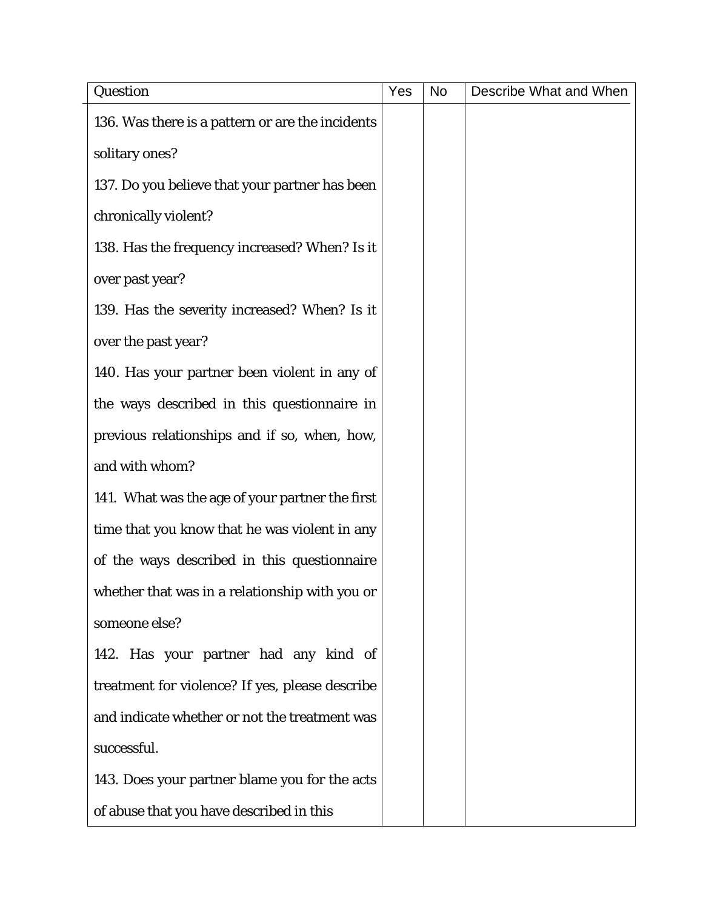| Question | Yes | No | Describe What and When |
|---|---|---|---|
| 136. Was there is a pattern or are the incidents solitary ones? | | | |
| 137. Do you believe that your partner has been chronically violent? | | | |
| 138. Has the frequency increased? When? Is it over past year? | | | |
| 139. Has the severity increased? When? Is it over the past year? | | | |
| 140. Has your partner been violent in any of the ways described in this questionnaire in previous relationships and if so, when, how, and with whom? | | | |
| 141. What was the age of your partner the first time that you know that he was violent in any of the ways described in this questionnaire whether that was in a relationship with you or someone else? | | | |
| 142. Has your partner had any kind of treatment for violence? If yes, please describe and indicate whether or not the treatment was successful. | | | |
| 143. Does your partner blame you for the acts of abuse that you have described in this | | | |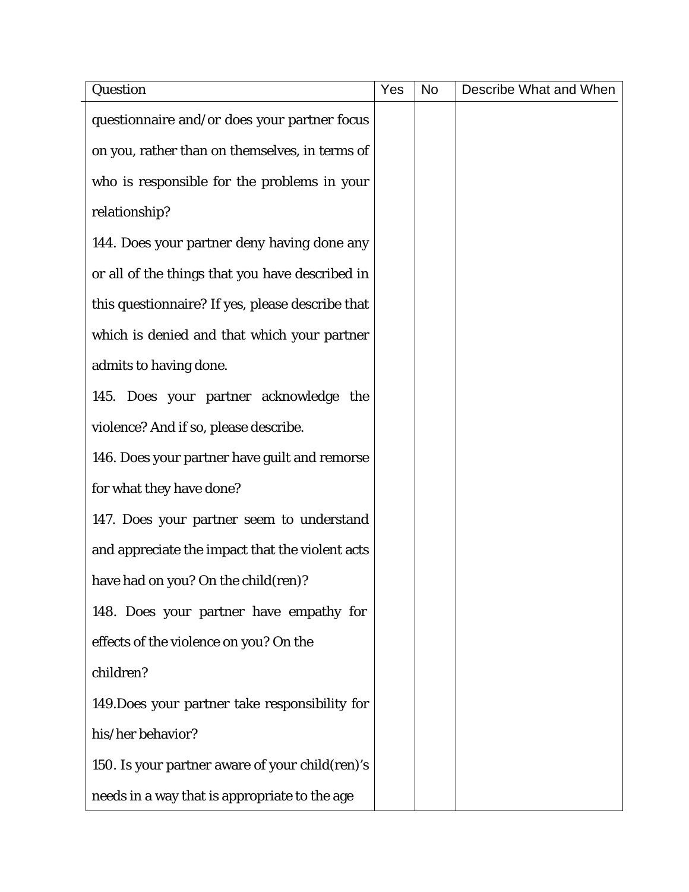| Question | Yes | No | Describe What and When |
|---|---|---|---|
| questionnaire and/or does your partner focus on you, rather than on themselves, in terms of who is responsible for the problems in your relationship? | | | |
| 144. Does your partner deny having done any or all of the things that you have described in this questionnaire? If yes, please describe that which is denied and that which your partner admits to having done. | | | |
| 145. Does your partner acknowledge the violence? And if so, please describe. | | | |
| 146. Does your partner have guilt and remorse for what they have done? | | | |
| 147. Does your partner seem to understand and appreciate the impact that the violent acts have had on you? On the child(ren)? | | | |
| 148. Does your partner have empathy for effects of the violence on you? On the children? | | | |
| 149.Does your partner take responsibility for his/her behavior? | | | |
| 150. Is your partner aware of your child(ren)'s needs in a way that is appropriate to the age | | | |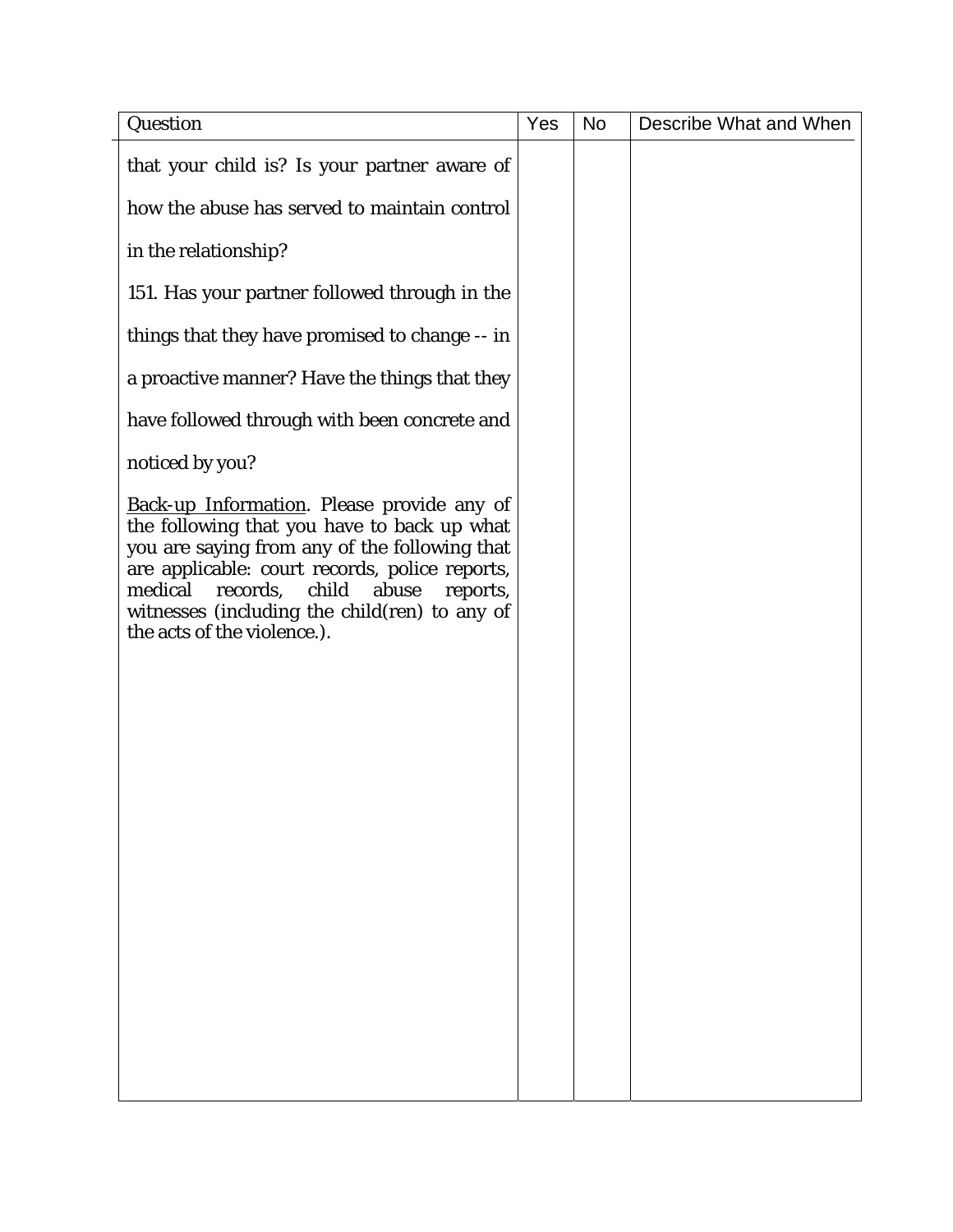| Question | Yes | No | Describe What and When |
|---|---|---|---|
| that your child is? Is your partner aware of how the abuse has served to maintain control in the relationship? | | | |
| 151. Has your partner followed through in the things that they have promised to change -- in a proactive manner? Have the things that they have followed through with been concrete and noticed by you? | | | |
| <u>Back-up Information</u>. Please provide any of the following that you have to back up what you are saying from any of the following that are applicable: court records, police reports, medical records, child abuse reports, witnesses (including the child(ren) to any of the acts of the violence.). | | | |